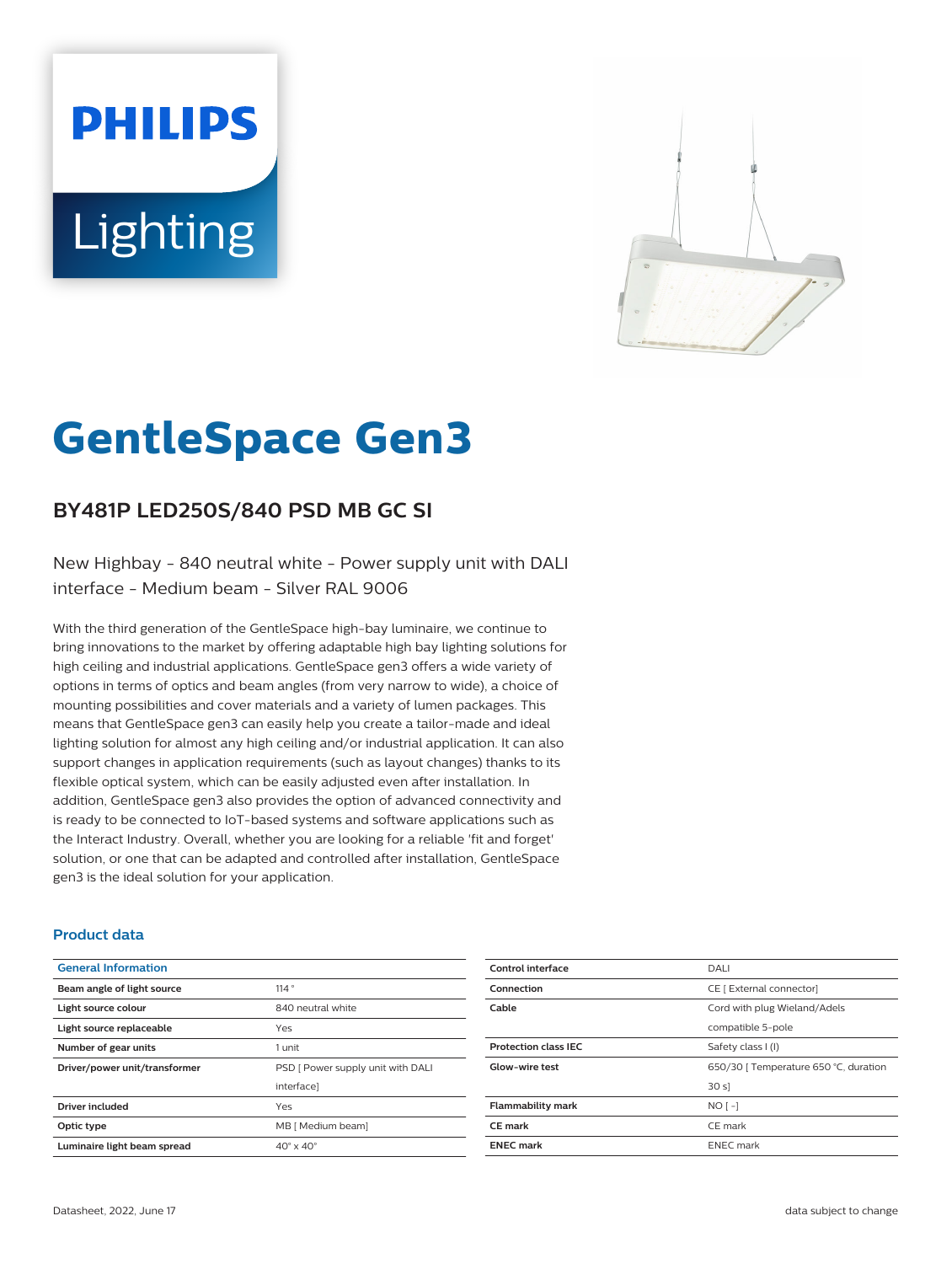PHILIPS

Lighting

# GentleSpace Gen3

## BY481P LED250S/840 PSD MB GC SI

New Highbay - 840 neutral white - Power supply unit with DALI interface - Medium beam - Silver RAL 9006

With the third generation of the GentleSpace high-bay luminaire, we continue to bring innovations to the market by offering adaptable high bay lighting solutions for high ceiling and industrial applications. GentleSpace gen3 offers a wide variety of options in terms of optics and beam angles (from very narrow to wide), a choice of mounting possibilities and cover materials and a variety of lumen packages. This means that GentleSpace gen3 can easily help you create a tailor-made and ideal lighting solution for almost any high ceiling and/or industrial application. It can also support changes in application requirements (such as layout changes) thanks to its flexible optical system, which can be easily adjusted even after installation. In addition, GentleSpace gen3 also provides the option of advanced connectivity and is ready to be connected to IoT-based systems and software applications such as the Interact Industry. Overall, whether you are looking for a reliable 'fit and forget' solution, or one that can be adapted and controlled after installation, GentleSpace gen3 is the ideal solution for your application.

### Product data

| General Information | |
|---|---|
| **Beam angle of light source** | 114 ° |
| **Light source colour** | 840 neutral white |
| **Light source replaceable** | Yes |
| **Number of gear units** | 1 unit |
| **Driver/power unit/transformer** | PSD [ Power supply unit with DALI interface] |
| **Driver included** | Yes |
| **Optic type** | MB [ Medium beam] |
| **Luminaire light beam spread** | 40° x 40° |
| **Control interface** | DALI |
| **Connection** | CE [ External connector] |
| **Cable** | Cord with plug Wieland/Adels compatible 5-pole |
| **Protection class IEC** | Safety class I (I) |
| **Glow-wire test** | 650/30 [ Temperature 650 °C, duration 30 s] |
| **Flammability mark** | NO [ -] |
| **CE mark** | CE mark |
| **ENEC mark** | ENEC mark |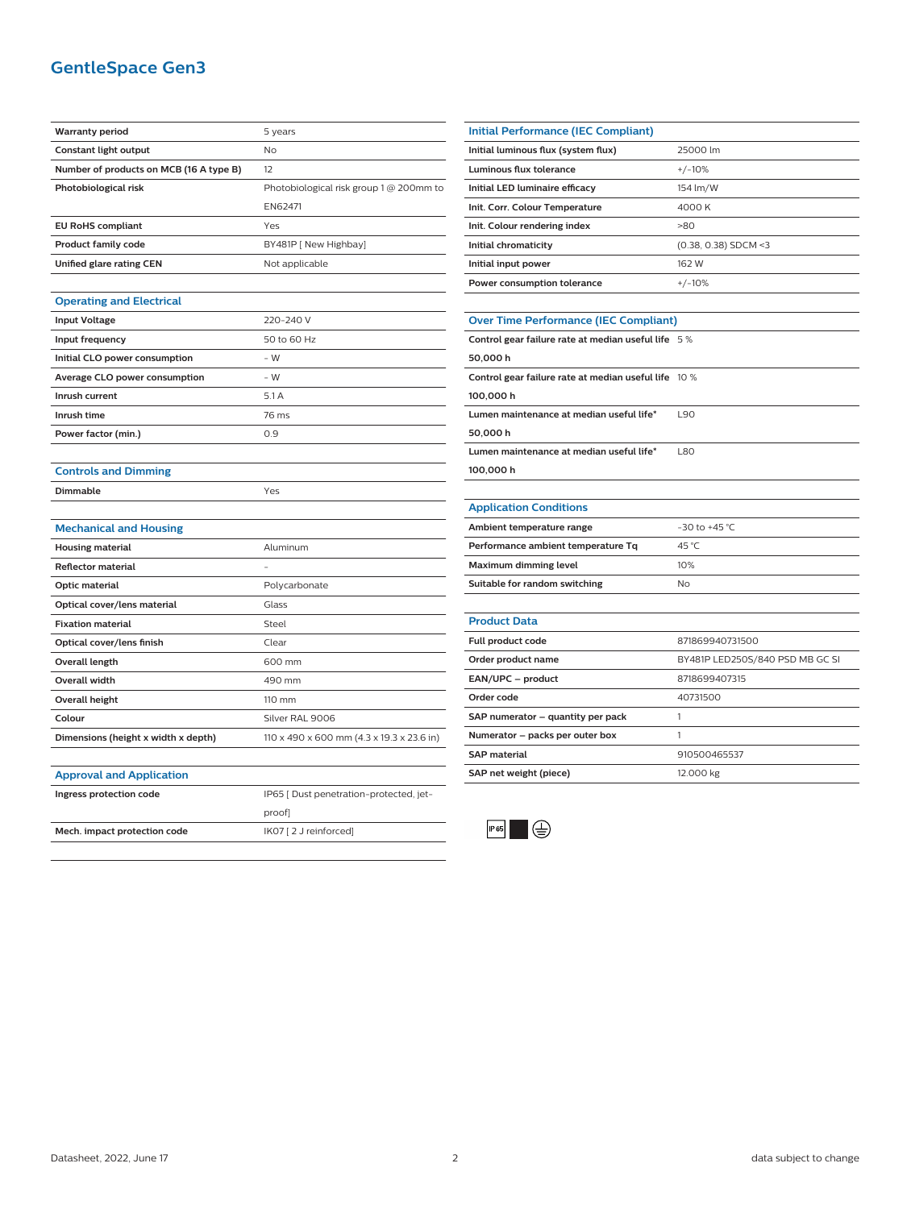# GentleSpace Gen3

| | |
|---|---|
| **Warranty period** | 5 years |
| **Constant light output** | No |
| **Number of products on MCB (16 A type B)** | 12 |
| **Photobiological risk** | Photobiological risk group 1 @ 200mm to EN62471 |
| **EU RoHS compliant** | Yes |
| **Product family code** | BY481P [ New Highbay] |
| **Unified glare rating CEN** | Not applicable |

## Operating and Electrical

| | |
|---|---|
| **Input Voltage** | 220-240 V |
| **Input frequency** | 50 to 60 Hz |
| **Initial CLO power consumption** | - W |
| **Average CLO power consumption** | - W |
| **Inrush current** | 5.1 A |
| **Inrush time** | 76 ms |
| **Power factor (min.)** | 0.9 |

## Controls and Dimming

| | |
|---|---|
| **Dimmable** | Yes |

## Mechanical and Housing

| | |
|---|---|
| **Housing material** | Aluminum |
| **Reflector material** | - |
| **Optic material** | Polycarbonate |
| **Optical cover/lens material** | Glass |
| **Fixation material** | Steel |
| **Optical cover/lens finish** | Clear |
| **Overall length** | 600 mm |
| **Overall width** | 490 mm |
| **Overall height** | 110 mm |
| **Colour** | Silver RAL 9006 |
| **Dimensions (height x width x depth)** | 110 x 490 x 600 mm (4.3 x 19.3 x 23.6 in) |

## Approval and Application

| | |
|---|---|
| **Ingress protection code** | IP65 [ Dust penetration-protected, jet-proof] |
| **Mech. impact protection code** | IK07 [ 2 J reinforced] |

## Initial Performance (IEC Compliant)

| | |
|---|---|
| **Initial luminous flux (system flux)** | 25000 lm |
| **Luminous flux tolerance** | +/-10% |
| **Initial LED luminaire efficacy** | 154 lm/W |
| **Init. Corr. Colour Temperature** | 4000 K |
| **Init. Colour rendering index** | >80 |
| **Initial chromaticity** | (0.38, 0.38) SDCM <3 |
| **Initial input power** | 162 W |
| **Power consumption tolerance** | +/-10% |

## Over Time Performance (IEC Compliant)

| | |
|---|---|
| **Control gear failure rate at median useful life 50,000 h** | 5 % |
| **Control gear failure rate at median useful life 100,000 h** | 10 % |
| **Lumen maintenance at median useful life* 50,000 h** | L90 |
| **Lumen maintenance at median useful life* 100,000 h** | L80 |

## Application Conditions

| | |
|---|---|
| **Ambient temperature range** | -30 to +45 °C |
| **Performance ambient temperature Tq** | 45 °C |
| **Maximum dimming level** | 10% |
| **Suitable for random switching** | No |

## Product Data

| | |
|---|---|
| **Full product code** | 871869940731500 |
| **Order product name** | BY481P LED250S/840 PSD MB GC SI |
| **EAN/UPC – product** | 8718699407315 |
| **Order code** | 40731500 |
| **SAP numerator – quantity per pack** | 1 |
| **Numerator – packs per outer box** | 1 |
| **SAP material** | 910500465537 |
| **SAP net weight (piece)** | 12.000 kg |

IP65

Datasheet, 2022, June 17

data subject to change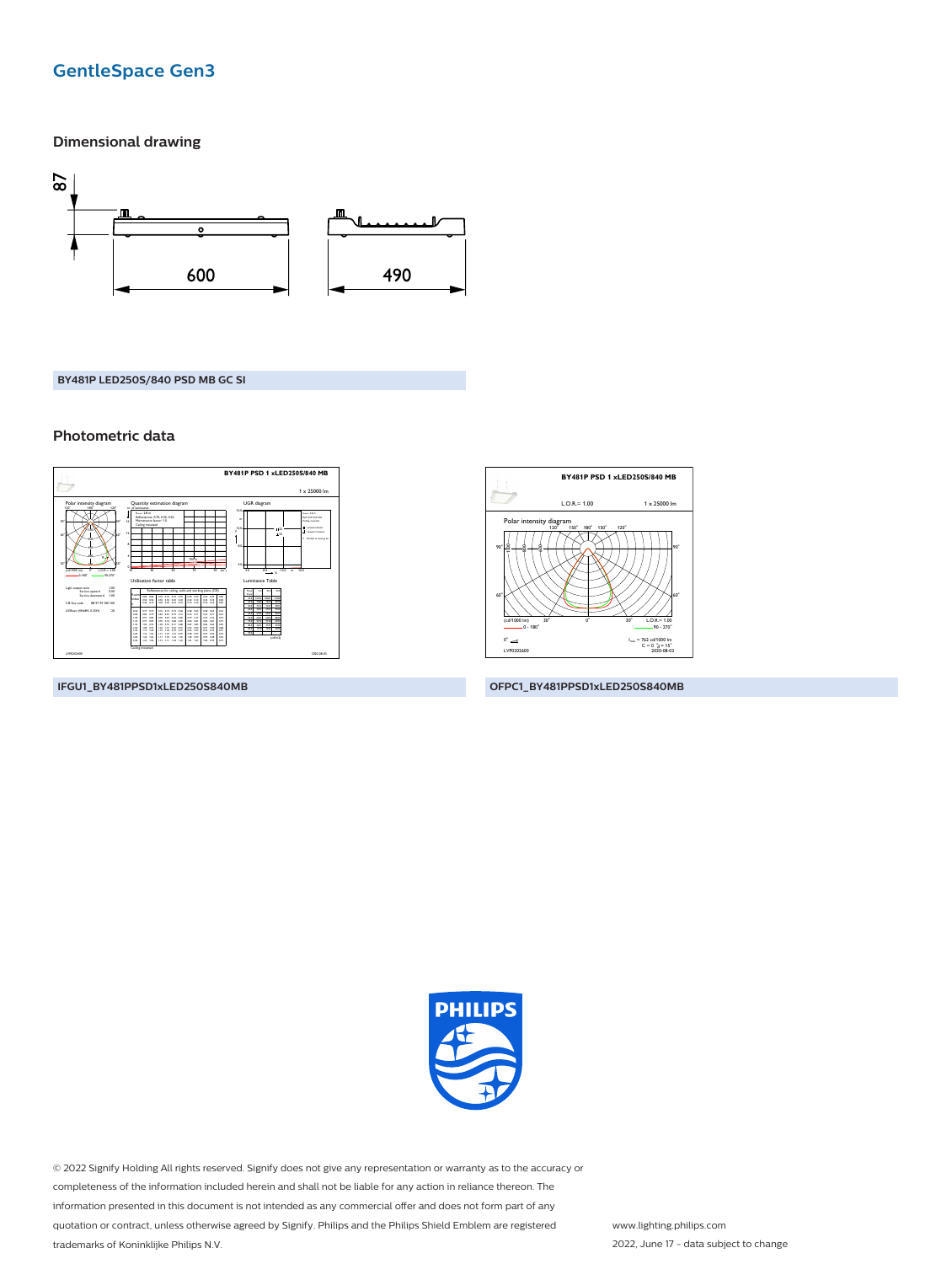# GentleSpace Gen3

## Dimensional drawing

87

600

490

BY481P LED250S/840 PSD MB GC SI

## Photometric data

BY481P PSD 1 xLED250S/840 MB

1 x 25000 lm

IFGU1_BY481PPSD1xLED250S840MB

BY481P PSD 1 xLED250S/840 MB

L.O.R.= 1.00

1 x 25000 lm

Polar intensity diagram

OFPC1_BY481PPSD1xLED250S840MB

© 2022 Signify Holding All rights reserved. Signify does not give any representation or warranty as to the accuracy or completeness of the information included herein and shall not be liable for any action in reliance thereon. The information presented in this document is not intended as any commercial offer and does not form part of any quotation or contract, unless otherwise agreed by Signify. Philips and the Philips Shield Emblem are registered trademarks of Koninklijke Philips N.V.

www.lighting.philips.com

2022, June 17 - data subject to change